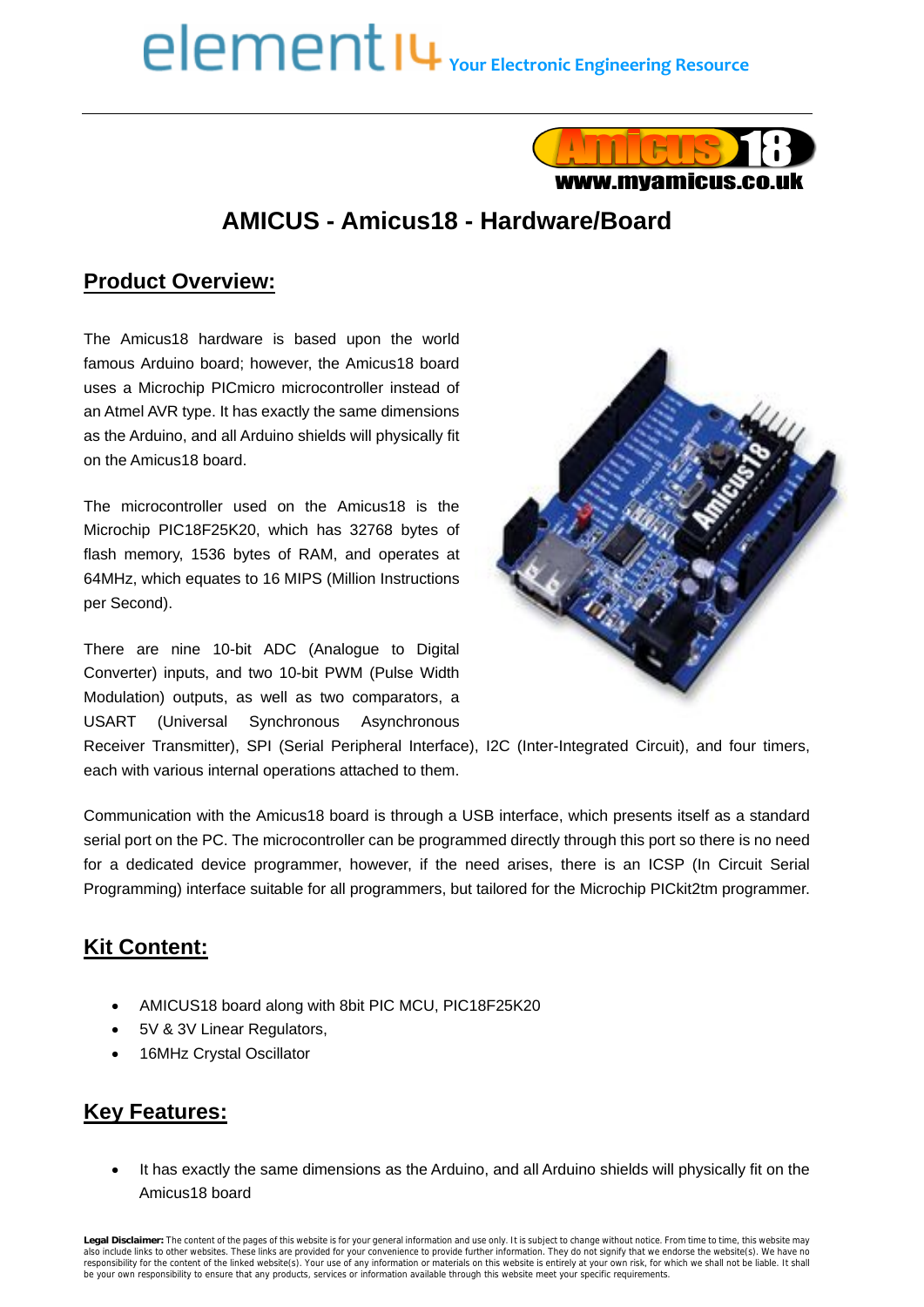# AMICUS - Amicus18 - Hardware/Board

## Product Overview:

The Amicus18 hardware is based upon the world famous Arduino board; however, the Amicus18 board uses a Microchip PICmicro microcontroller instead of an Atmel AVR type. It has exactly the same dimensions as the Arduino, and all Arduino shields will physically fit on the Amicus18 board.

The microcontroller used on the Amicus18 is the Microchip PIC18F25K20, which has 32768 bytes of flash memory, 1536 bytes of RAM, and operates at 64MHz, which equates to 16 MIPS (Million Instructions per Second).

There are nine 10-bit ADC (Analogue to Digital Converter) inputs, and two 10-bit PWM (Pulse Width Modulation) outputs, as well as two comparators, a USART (Universal Synchronous Asynchronous Receiver Transmitter), SPI (Serial Peripheral Interface), I2C (Inter-Integrated Circuit), and four timers, each with various internal operations attached to them.

Communication with the Amicus18 board is through a USB interface, which presents itself as a standard serial port on the PC. The microcontroller can be programmed directly through this port so there is no need for a dedicated device programmer, however, if the need arises, there is an ICSP (In Circuit Serial Programming) interface suitable for all programmers, but tailored for the Microchip PICkit2tm programmer.

## Kit Content:

- AMICUS18 board along with 8bit PIC MCU, PIC18F25K20
- 5V & 3V Linear Regulators,
- 16MHz Crystal Oscillator

## Key Features:

- It has exactly the same dimensions as the Arduino, and all Arduino shields will physically fit on the Amicus18 board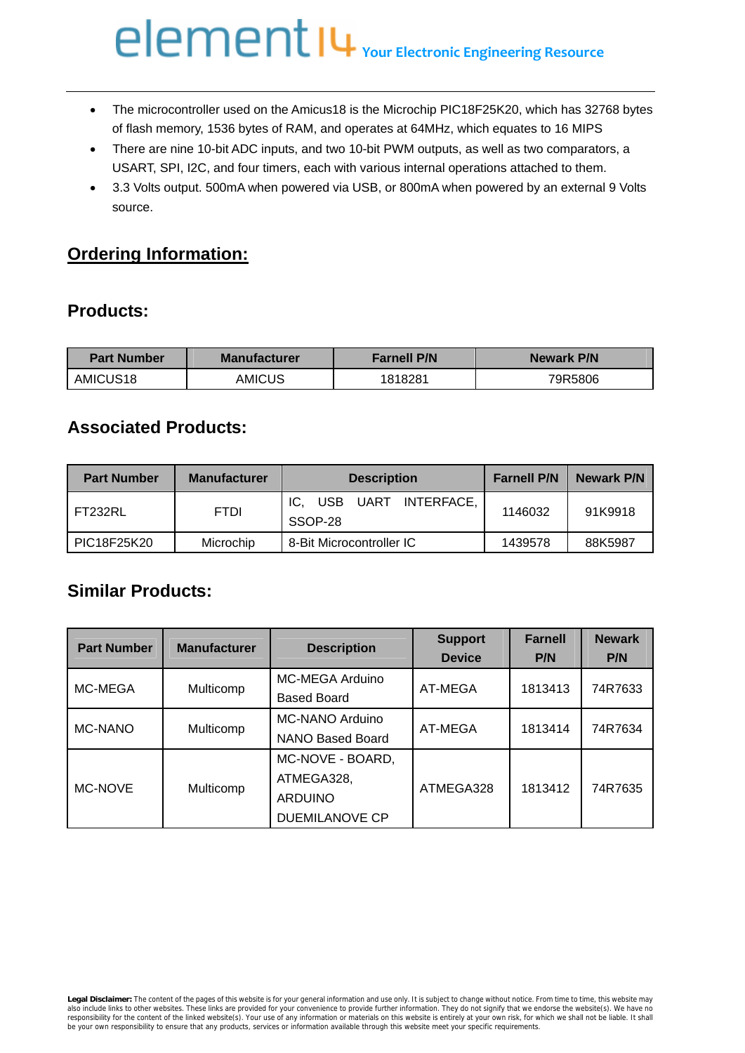- The microcontroller used on the Amicus18 is the Microchip PIC18F25K20, which has 32768 bytes of flash memory, 1536 bytes of RAM, and operates at 64MHz, which equates to 16 MIPS
- There are nine 10-bit ADC inputs, and two 10-bit PWM outputs, as well as two comparators, a USART, SPI, I2C, and four timers, each with various internal operations attached to them.
- 3.3 Volts output. 500mA when powered via USB, or 800mA when powered by an external 9 Volts source.

## Ordering Information:

### Products:

| Part Number | Manufacturer | Farnell P/N | Newark P/N |
|---|---|---|---|
| AMICUS18 | AMICUS | 1818281 | 79R5806 |

### Associated Products:

| Part Number | Manufacturer | Description | Farnell P/N | Newark P/N |
|---|---|---|---|---|
| FT232RL | FTDI | IC, USB UART INTERFACE, SSOP-28 | 1146032 | 91K9918 |
| PIC18F25K20 | Microchip | 8-Bit Microcontroller IC | 1439578 | 88K5987 |

### Similar Products:

| Part Number | Manufacturer | Description | Support Device | Farnell P/N | Newark P/N |
|---|---|---|---|---|---|
| MC-MEGA | Multicomp | MC-MEGA Arduino Based Board | AT-MEGA | 1813413 | 74R7633 |
| MC-NANO | Multicomp | MC-NANO Arduino NANO Based Board | AT-MEGA | 1813414 | 74R7634 |
| MC-NOVE | Multicomp | MC-NOVE - BOARD, ATMEGA328, ARDUINO DUEMILANOVE CP | ATMEGA328 | 1813412 | 74R7635 |

**Legal Disclaimer:** The content of the pages of this website is for your general information and use only. It is subject to change without notice. From time to time, this website may also include links to other websites. These links are provided for your convenience to provide further information. They do not signify that we endorse the website(s). We have no responsibility for the content of the linked website(s). Your use of any information or materials on this website is entirely at your own risk, for which we shall not be liable. It shall be your own responsibility to ensure that any products, services or information available through this website meet your specific requirements.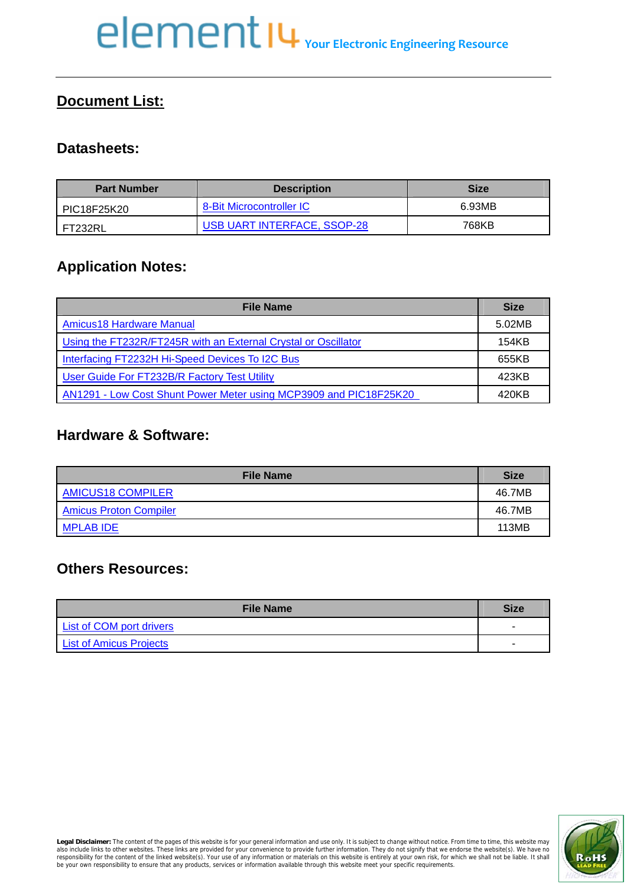## Document List:

### Datasheets:

| Part Number | Description | Size |
|---|---|---|
| PIC18F25K20 | 8-Bit Microcontroller IC | 6.93MB |
| FT232RL | USB UART INTERFACE, SSOP-28 | 768KB |

### Application Notes:

| File Name | Size |
|---|---|
| Amicus18 Hardware Manual | 5.02MB |
| Using the FT232R/FT245R with an External Crystal or Oscillator | 154KB |
| Interfacing FT2232H Hi-Speed Devices To I2C Bus | 655KB |
| User Guide For FT232B/R Factory Test Utility | 423KB |
| AN1291 - Low Cost Shunt Power Meter using MCP3909 and PIC18F25K20 | 420KB |

### Hardware & Software:

| File Name | Size |
|---|---|
| AMICUS18 COMPILER | 46.7MB |
| Amicus Proton Compiler | 46.7MB |
| MPLAB IDE | 113MB |

### Others Resources:

| File Name | Size |
|---|---|
| List of COM port drivers | - |
| List of Amicus Projects | - |

**Legal Disclaimer:** The content of the pages of this website is for your general information and use only. It is subject to change without notice. From time to time, this website may also include links to other websites. These links are provided for your convenience to provide further information. They do not signify that we endorse the website(s). We have no responsibility for the content of the linked website(s). Your use of any information or materials on this website is entirely at your own risk, for which we shall not be liable. It shall be your own responsibility to ensure that any products, services or information available through this website meet your specific requirements.